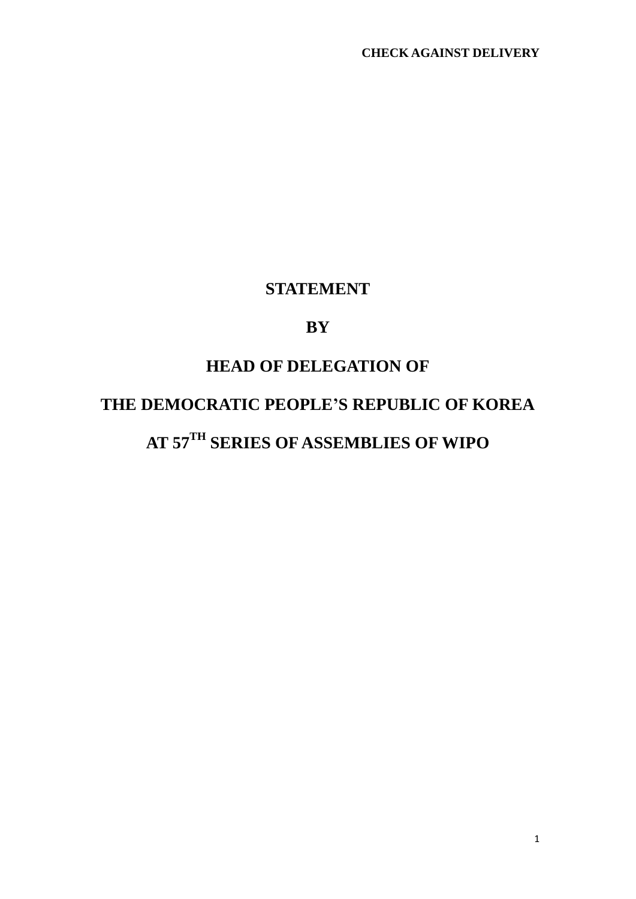**CHECK AGAINST DELIVERY**

# STATEMENT

# BY

# HEAD OF DELEGATION OF

# THE DEMOCRATIC PEOPLE'S REPUBLIC OF KOREA

# AT 57TH SERIES OF ASSEMBLIES OF WIPO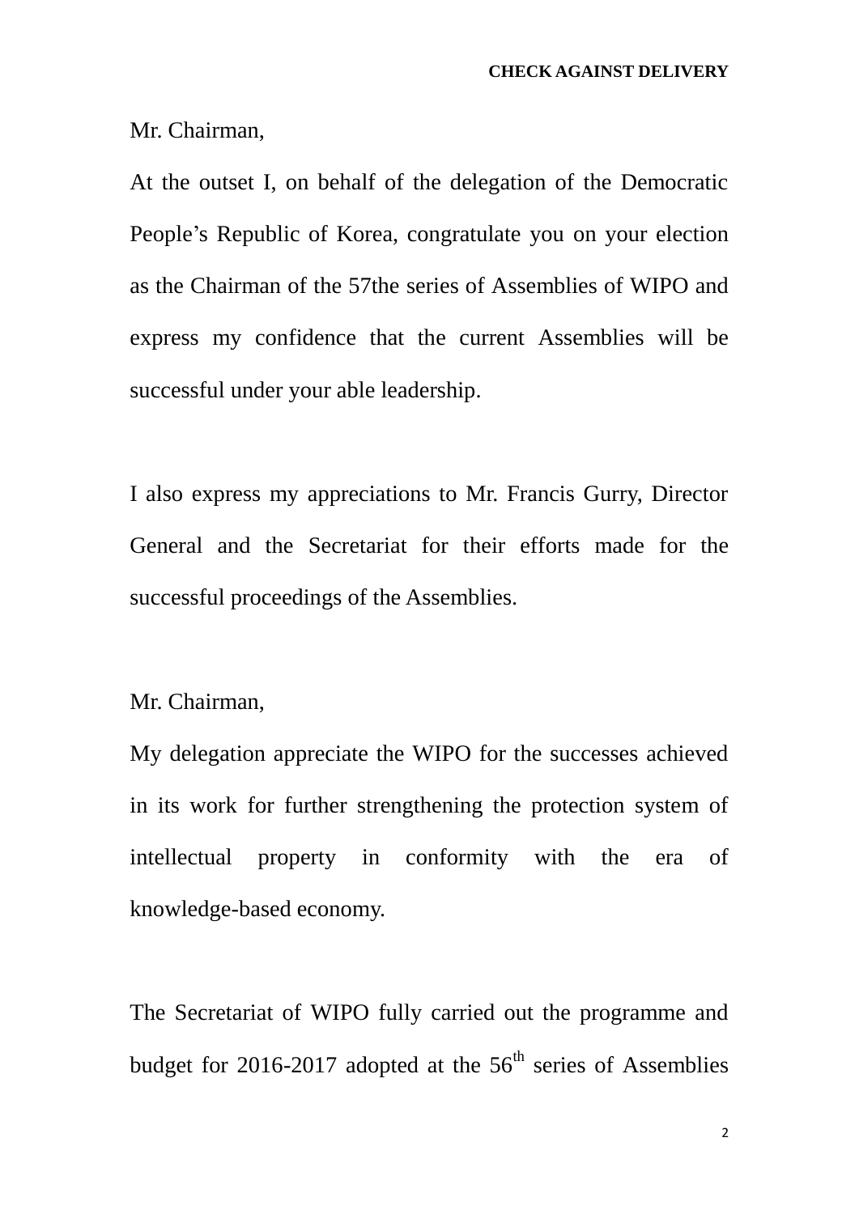**CHECK AGAINST DELIVERY**

Mr. Chairman,

At the outset I, on behalf of the delegation of the Democratic People's Republic of Korea, congratulate you on your election as the Chairman of the 57the series of Assemblies of WIPO and express my confidence that the current Assemblies will be successful under your able leadership.

I also express my appreciations to Mr. Francis Gurry, Director General and the Secretariat for their efforts made for the successful proceedings of the Assemblies.

Mr. Chairman,

My delegation appreciate the WIPO for the successes achieved in its work for further strengthening the protection system of intellectual property in conformity with the era of knowledge-based economy.

The Secretariat of WIPO fully carried out the programme and budget for 2016-2017 adopted at the 56th series of Assemblies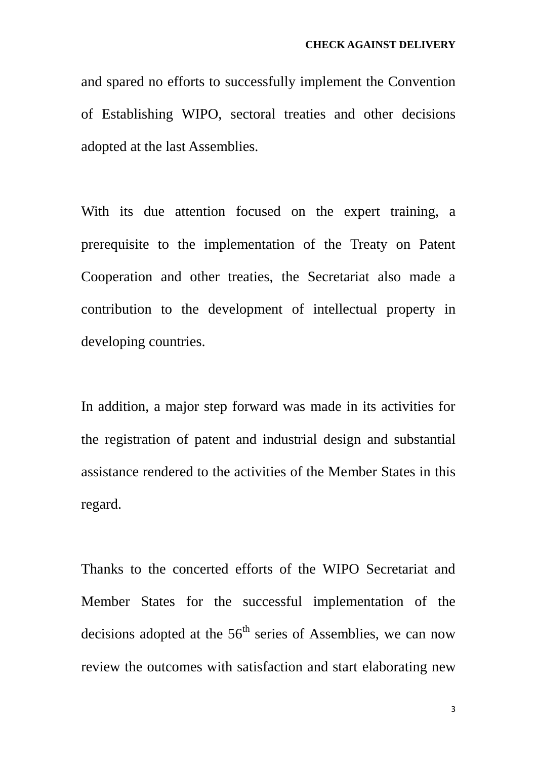and spared no efforts to successfully implement the Convention of Establishing WIPO, sectoral treaties and other decisions adopted at the last Assemblies.

With its due attention focused on the expert training, a prerequisite to the implementation of the Treaty on Patent Cooperation and other treaties, the Secretariat also made a contribution to the development of intellectual property in developing countries.

In addition, a major step forward was made in its activities for the registration of patent and industrial design and substantial assistance rendered to the activities of the Member States in this regard.

Thanks to the concerted efforts of the WIPO Secretariat and Member States for the successful implementation of the decisions adopted at the 56th series of Assemblies, we can now review the outcomes with satisfaction and start elaborating new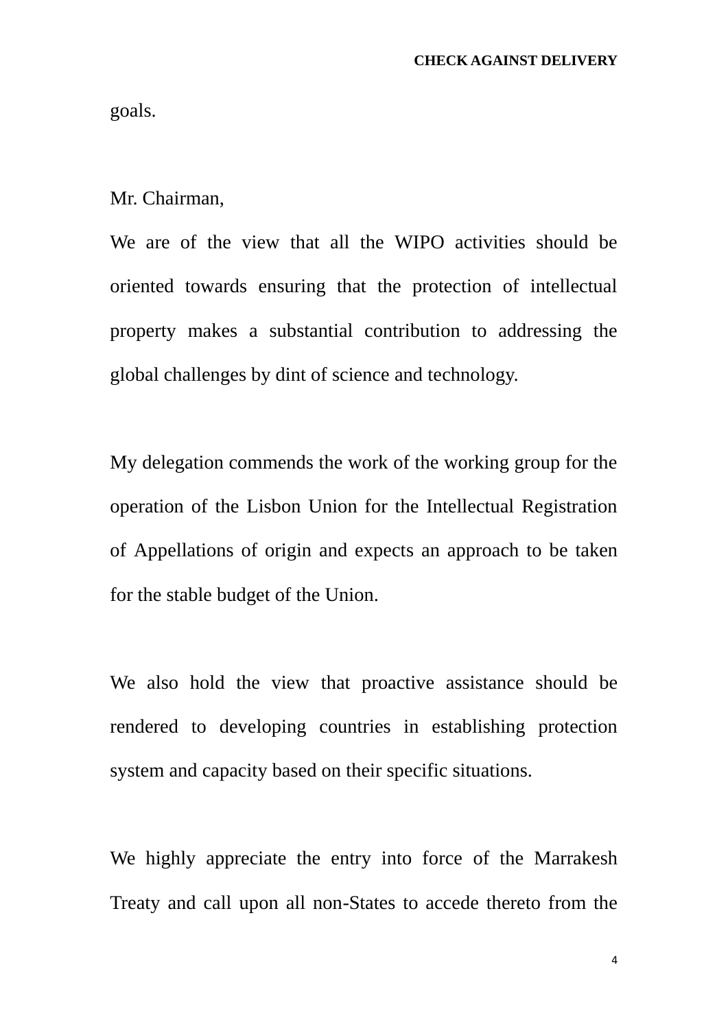goals.

Mr. Chairman,

We are of the view that all the WIPO activities should be oriented towards ensuring that the protection of intellectual property makes a substantial contribution to addressing the global challenges by dint of science and technology.

My delegation commends the work of the working group for the operation of the Lisbon Union for the Intellectual Registration of Appellations of origin and expects an approach to be taken for the stable budget of the Union.

We also hold the view that proactive assistance should be rendered to developing countries in establishing protection system and capacity based on their specific situations.

We highly appreciate the entry into force of the Marrakesh Treaty and call upon all non-States to accede thereto from the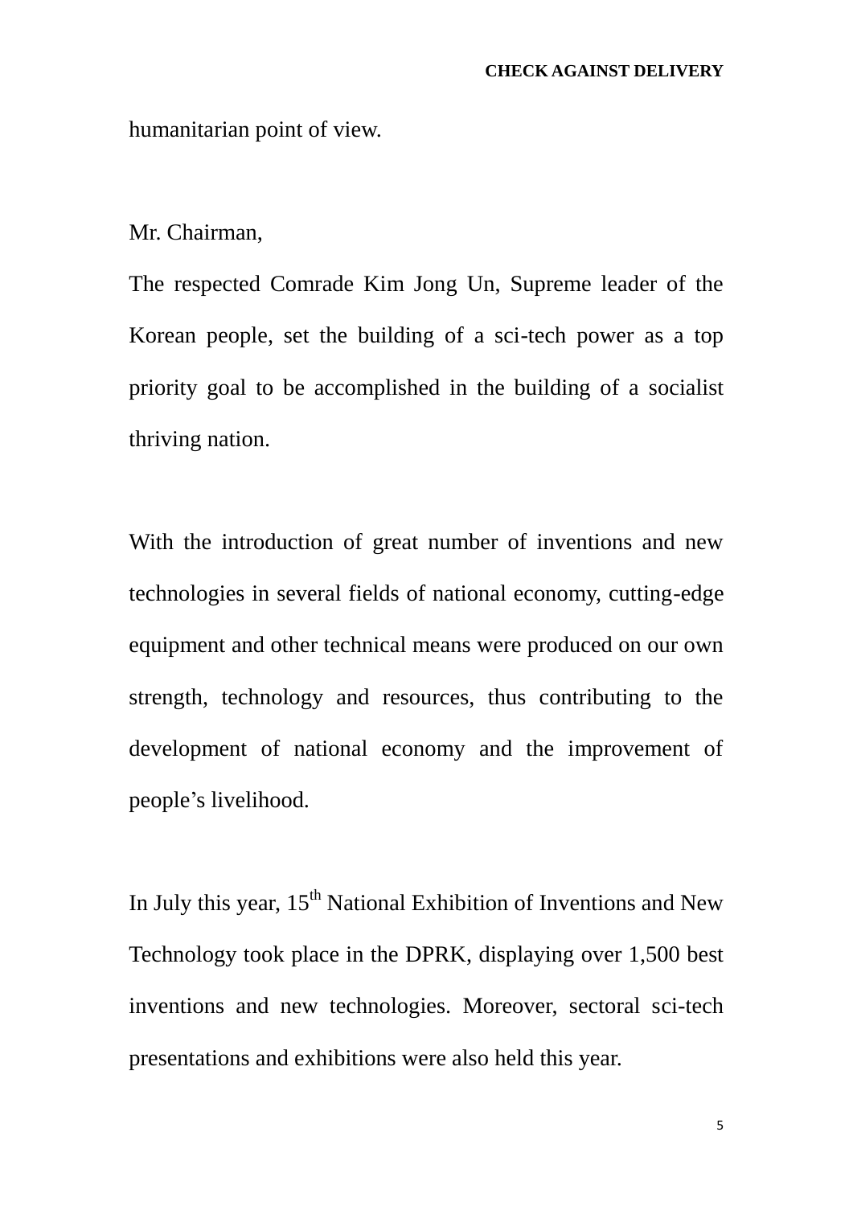humanitarian point of view.

Mr. Chairman,

The respected Comrade Kim Jong Un, Supreme leader of the Korean people, set the building of a sci-tech power as a top priority goal to be accomplished in the building of a socialist thriving nation.

With the introduction of great number of inventions and new technologies in several fields of national economy, cutting-edge equipment and other technical means were produced on our own strength, technology and resources, thus contributing to the development of national economy and the improvement of people's livelihood.

In July this year, 15th National Exhibition of Inventions and New Technology took place in the DPRK, displaying over 1,500 best inventions and new technologies. Moreover, sectoral sci-tech presentations and exhibitions were also held this year.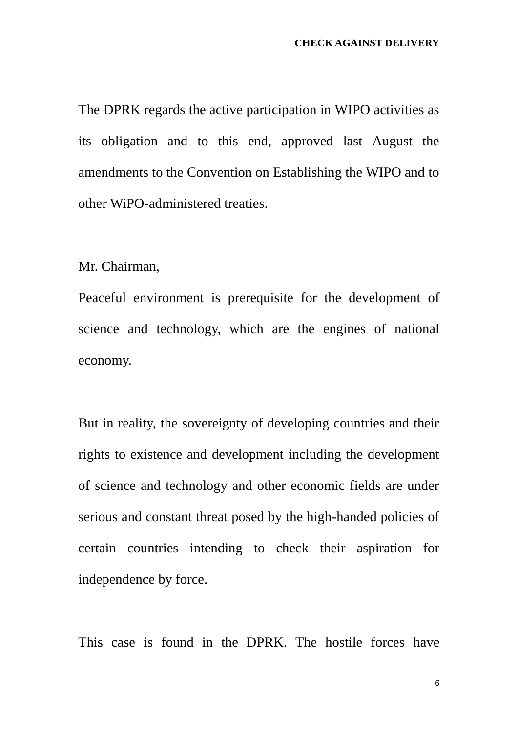**CHECK AGAINST DELIVERY**

The DPRK regards the active participation in WIPO activities as its obligation and to this end, approved last August the amendments to the Convention on Establishing the WIPO and to other WiPO-administered treaties.

Mr. Chairman,

Peaceful environment is prerequisite for the development of science and technology, which are the engines of national economy.

But in reality, the sovereignty of developing countries and their rights to existence and development including the development of science and technology and other economic fields are under serious and constant threat posed by the high-handed policies of certain countries intending to check their aspiration for independence by force.

This case is found in the DPRK. The hostile forces have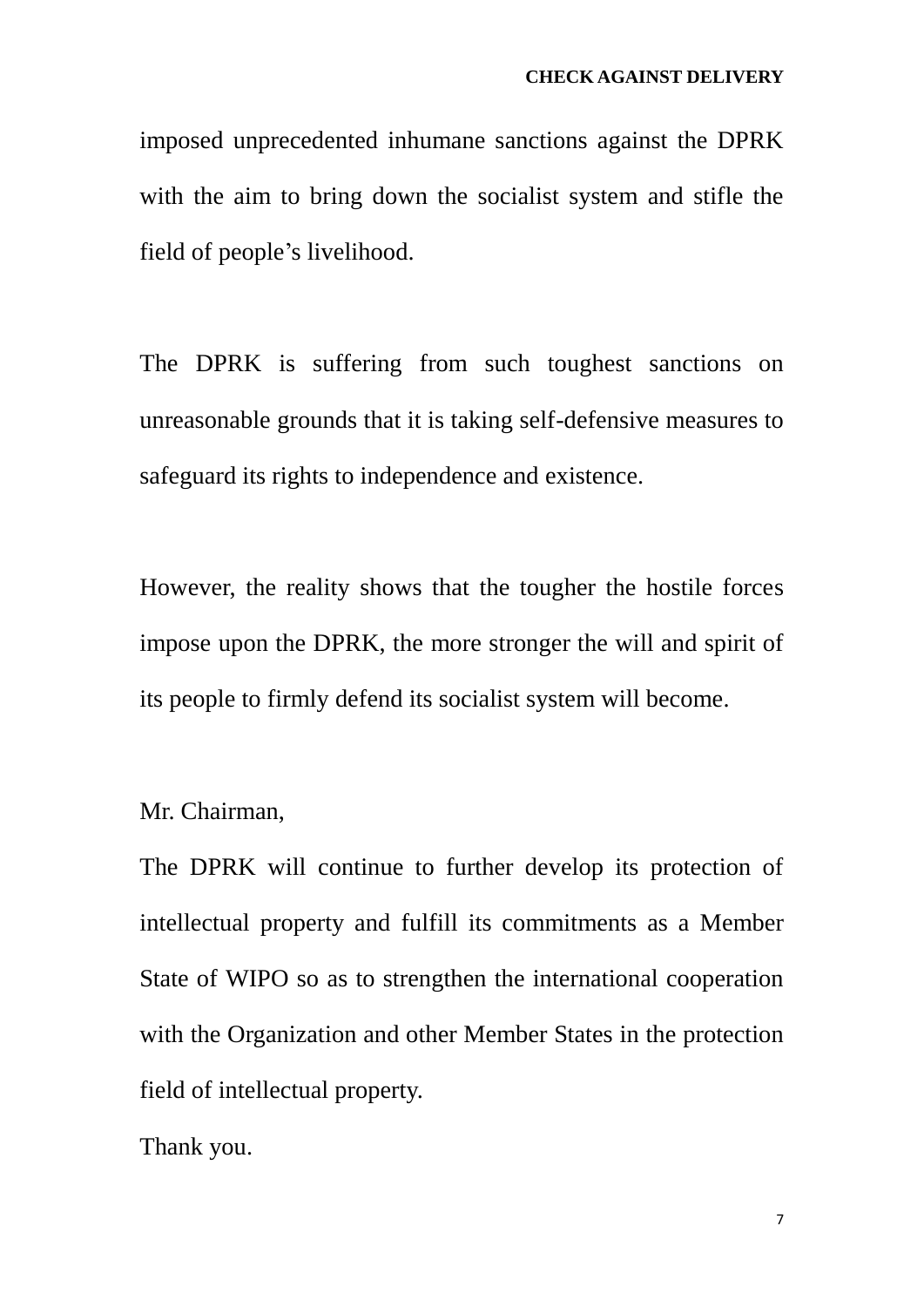imposed unprecedented inhumane sanctions against the DPRK with the aim to bring down the socialist system and stifle the field of people's livelihood.

The DPRK is suffering from such toughest sanctions on unreasonable grounds that it is taking self-defensive measures to safeguard its rights to independence and existence.

However, the reality shows that the tougher the hostile forces impose upon the DPRK, the more stronger the will and spirit of its people to firmly defend its socialist system will become.

Mr. Chairman,

The DPRK will continue to further develop its protection of intellectual property and fulfill its commitments as a Member State of WIPO so as to strengthen the international cooperation with the Organization and other Member States in the protection field of intellectual property.

Thank you.